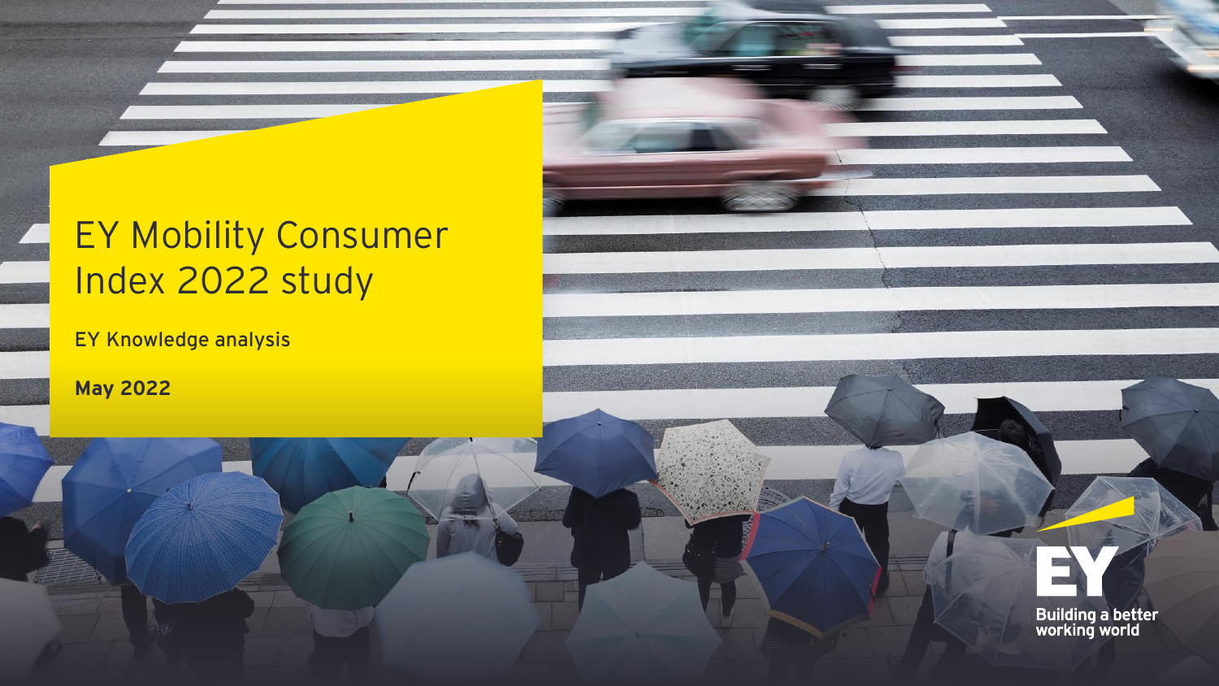# EY Mobility Consumer Index 2022 study

EY Knowledge analysis

**May 2022**

EY

Building a better working world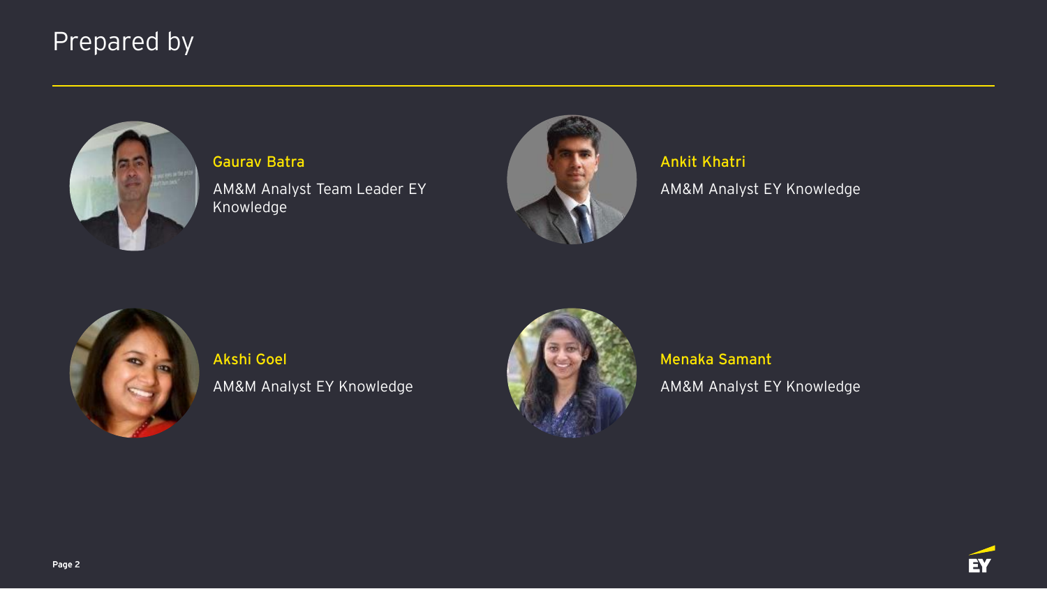# Prepared by

**Gaurav Batra**

AM&M Analyst Team Leader EY Knowledge

**Ankit Khatri**

AM&M Analyst EY Knowledge

**Akshi Goel**

AM&M Analyst EY Knowledge

**Menaka Samant**

AM&M Analyst EY Knowledge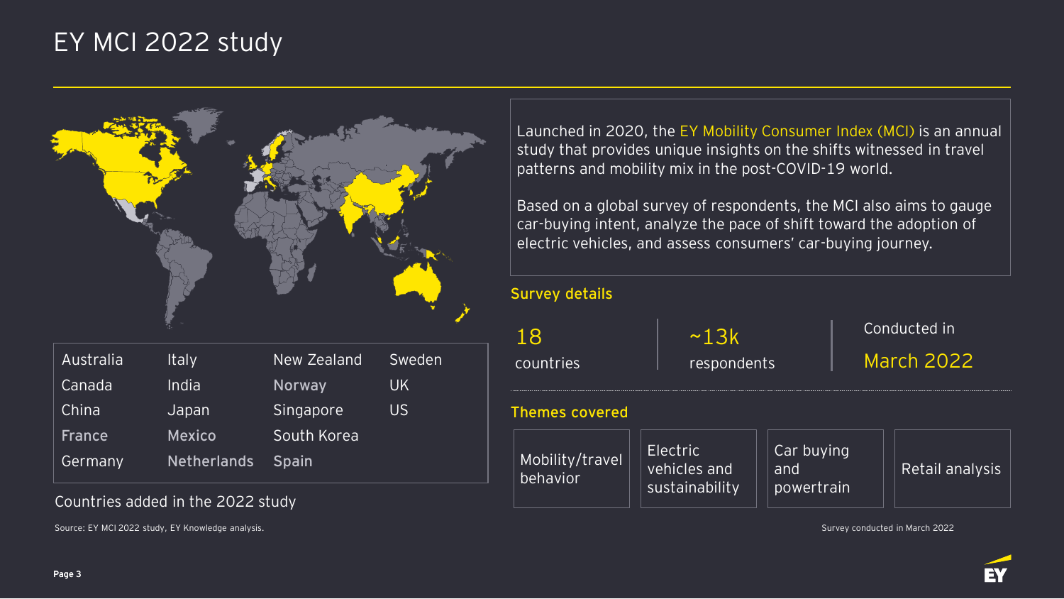# EY MCI 2022 study

| Australia | Italy | New Zealand | Sweden |
|---|---|---|---|
| Canada | India | Norway | UK |
| China | Japan | Singapore | US |
| France | Mexico | South Korea | |
| Germany | Netherlands | Spain | |

Countries added in the 2022 study

Source: EY MCI 2022 study, EY Knowledge analysis.

Launched in 2020, the EY Mobility Consumer Index (MCI) is an annual study that provides unique insights on the shifts witnessed in travel patterns and mobility mix in the post-COVID-19 world.

Based on a global survey of respondents, the MCI also aims to gauge car-buying intent, analyze the pace of shift toward the adoption of electric vehicles, and assess consumers' car-buying journey.

## Survey details

- **18** countries
- **~13k** respondents
- Conducted in **March 2022**

## Themes covered

- Mobility/travel behavior
- Electric vehicles and sustainability
- Car buying and powertrain
- Retail analysis

Survey conducted in March 2022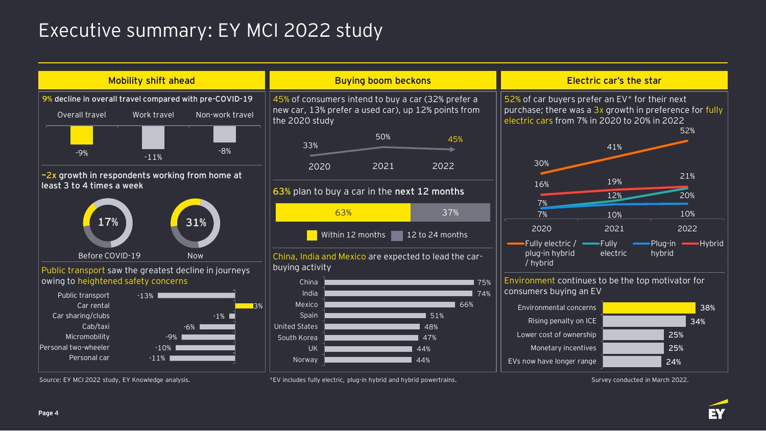# Executive summary: EY MCI 2022 study

## Mobility shift ahead

**9% decline in overall travel compared with pre-COVID-19**

| Overall travel | Work travel | Non-work travel |
|---|---|---|
| -9% | -11% | -8% |

**~2x growth in respondents working from home at least 3 to 4 times a week**

| Before COVID-19 | Now |
|---|---|
| 17% | 31% |

Public transport saw the greatest decline in journeys owing to heightened safety concerns

| Mode | Change |
|---|---|
| Public transport | -13% |
| Car rental | 3% |
| Car sharing/clubs | -1% |
| Cab/taxi | -6% |
| Micromobility | -9% |
| Personal two-wheeler | -10% |
| Personal car | -11% |

Source: EY MCI 2022 study, EY Knowledge analysis.

## Buying boom beckons

45% of consumers intend to buy a car (32% prefer a new car, 13% prefer a used car), up 12% points from the 2020 study

| 2020 | 2021 | 2022 |
|---|---|---|
| 33% | 50% | 45% |

63% plan to buy a car in the **next 12 months**

| Within 12 months | 12 to 24 months |
|---|---|
| 63% | 37% |

China, India and Mexico are expected to lead the car-buying activity

| Country | Share |
|---|---|
| China | 75% |
| India | 74% |
| Mexico | 66% |
| Spain | 51% |
| United States | 48% |
| South Korea | 47% |
| UK | 44% |
| Norway | 44% |

*EV includes fully electric, plug-in hybrid and hybrid powertrains.

## Electric car's the star

52% of car buyers prefer an EV* for their next purchase; there was a 3x growth in preference for fully electric cars from 7% in 2020 to 20% in 2022

| | 2020 | 2021 | 2022 |
|---|---|---|---|
| Fully electric / plug-in hybrid / hybrid | 30% | 41% | 52% |
| Fully electric | 7% | 12% | 20% |
| Plug-in hybrid | 7% | 10% | 10% |
| Hybrid | 16% | 19% | 21% |

Environment continues to be the top motivator for consumers buying an EV

| Motivator | Share |
|---|---|
| Environmental concerns | 38% |
| Rising penalty on ICE | 34% |
| Lower cost of ownership | 25% |
| Monetary incentives | 25% |
| EVs now have longer range | 24% |

Survey conducted in March 2022.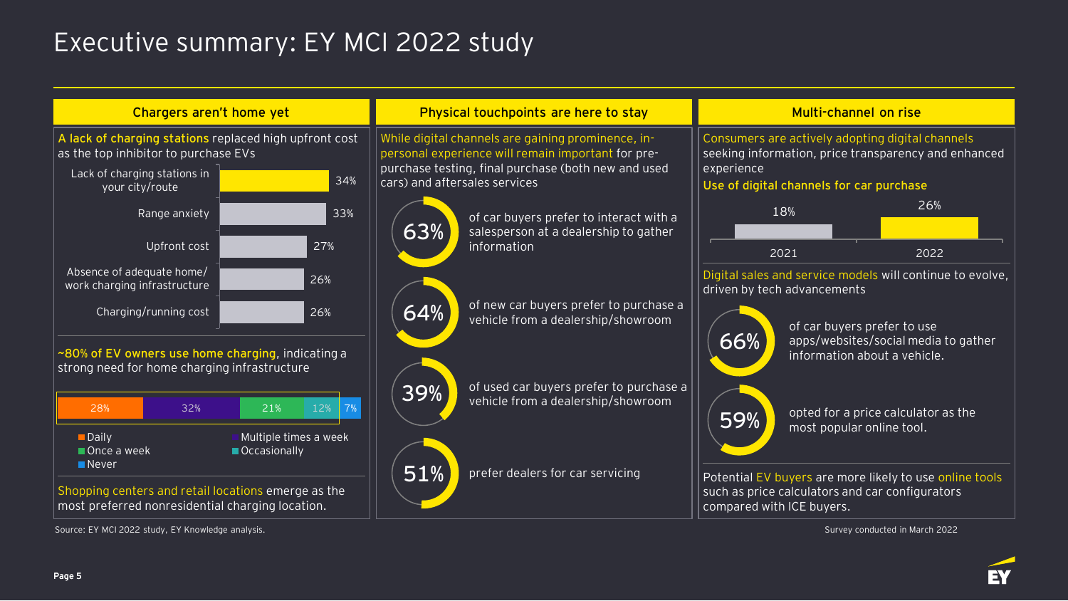# Executive summary: EY MCI 2022 study

## Chargers aren't home yet

**A lack of charging stations** replaced high upfront cost as the top inhibitor to purchase EVs

| Inhibitor | % |
|---|---|
| Lack of charging stations in your city/route | 34% |
| Range anxiety | 33% |
| Upfront cost | 27% |
| Absence of adequate home/ work charging infrastructure | 26% |
| Charging/running cost | 26% |

**~80% of EV owners use home charging**, indicating a strong need for home charging infrastructure

| Daily | Multiple times a week | Once a week | Occasionally | Never |
|---|---|---|---|---|
| 28% | 32% | 21% | 12% | 7% |

Shopping centers and retail locations emerge as the most preferred nonresidential charging location.

## Physical touchpoints are here to stay

While digital channels are gaining prominence, in-personal experience will remain important for pre-purchase testing, final purchase (both new and used cars) and aftersales services

- **63%** of car buyers prefer to interact with a salesperson at a dealership to gather information
- **64%** of new car buyers prefer to purchase a vehicle from a dealership/showroom
- **39%** of used car buyers prefer to purchase a vehicle from a dealership/showroom
- **51%** prefer dealers for car servicing

## Multi-channel on rise

Consumers are actively adopting digital channels seeking information, price transparency and enhanced experience

**Use of digital channels for car purchase**

| 2021 | 2022 |
|---|---|
| 18% | 26% |

Digital sales and service models will continue to evolve, driven by tech advancements

- **66%** of car buyers prefer to use apps/websites/social media to gather information about a vehicle.
- **59%** opted for a price calculator as the most popular online tool.

Potential EV buyers are more likely to use online tools such as price calculators and car configurators compared with ICE buyers.

Source: EY MCI 2022 study, EY Knowledge analysis.

Survey conducted in March 2022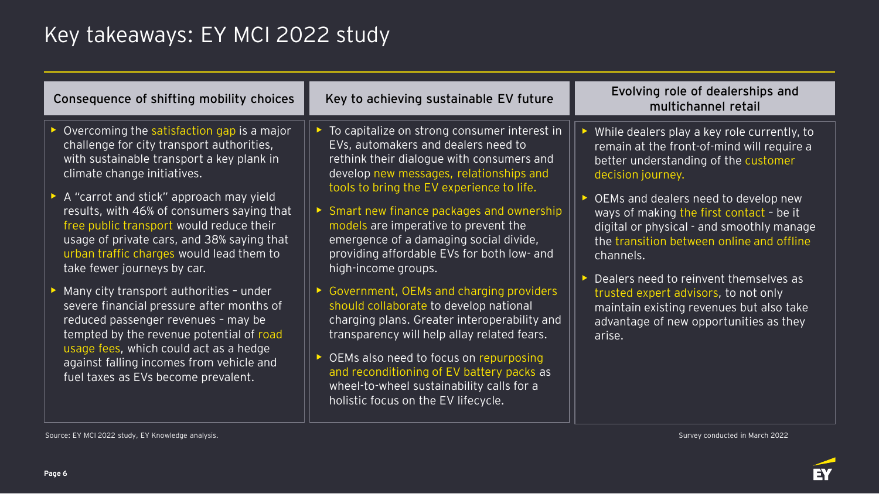# Key takeaways: EY MCI 2022 study

## Consequence of shifting mobility choices

- Overcoming the satisfaction gap is a major challenge for city transport authorities, with sustainable transport a key plank in climate change initiatives.
- A "carrot and stick" approach may yield results, with 46% of consumers saying that free public transport would reduce their usage of private cars, and 38% saying that urban traffic charges would lead them to take fewer journeys by car.
- Many city transport authorities – under severe financial pressure after months of reduced passenger revenues – may be tempted by the revenue potential of road usage fees, which could act as a hedge against falling incomes from vehicle and fuel taxes as EVs become prevalent.

## Key to achieving sustainable EV future

- To capitalize on strong consumer interest in EVs, automakers and dealers need to rethink their dialogue with consumers and develop new messages, relationships and tools to bring the EV experience to life.
- Smart new finance packages and ownership models are imperative to prevent the emergence of a damaging social divide, providing affordable EVs for both low- and high-income groups.
- Government, OEMs and charging providers should collaborate to develop national charging plans. Greater interoperability and transparency will help allay related fears.
- OEMs also need to focus on repurposing and reconditioning of EV battery packs as wheel-to-wheel sustainability calls for a holistic focus on the EV lifecycle.

## Evolving role of dealerships and multichannel retail

- While dealers play a key role currently, to remain at the front-of-mind will require a better understanding of the customer decision journey.
- OEMs and dealers need to develop new ways of making the first contact – be it digital or physical - and smoothly manage the transition between online and offline channels.
- Dealers need to reinvent themselves as trusted expert advisors, to not only maintain existing revenues but also take advantage of new opportunities as they arise.

Source: EY MCI 2022 study, EY Knowledge analysis.

Survey conducted in March 2022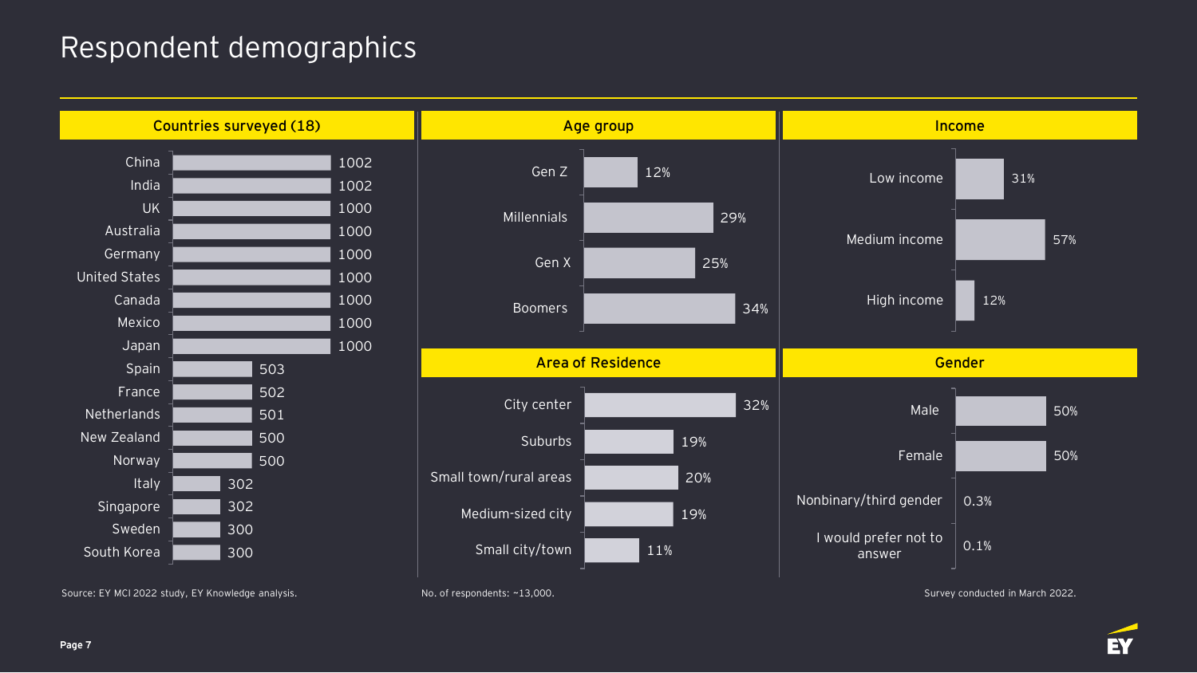# Respondent demographics

## Countries surveyed (18)

| Country | Respondents |
| --- | --- |
| China | 1002 |
| India | 1002 |
| UK | 1000 |
| Australia | 1000 |
| Germany | 1000 |
| United States | 1000 |
| Canada | 1000 |
| Mexico | 1000 |
| Japan | 1000 |
| Spain | 503 |
| France | 502 |
| Netherlands | 501 |
| New Zealand | 500 |
| Norway | 500 |
| Italy | 302 |
| Singapore | 302 |
| Sweden | 300 |
| South Korea | 300 |

## Age group

| Age group | Share |
| --- | --- |
| Gen Z | 12% |
| Millennials | 29% |
| Gen X | 25% |
| Boomers | 34% |

## Income

| Income | Share |
| --- | --- |
| Low income | 31% |
| Medium income | 57% |
| High income | 12% |

## Area of Residence

| Area of Residence | Share |
| --- | --- |
| City center | 32% |
| Suburbs | 19% |
| Small town/rural areas | 20% |
| Medium-sized city | 19% |
| Small city/town | 11% |

## Gender

| Gender | Share |
| --- | --- |
| Male | 50% |
| Female | 50% |
| Nonbinary/third gender | 0.3% |
| I would prefer not to answer | 0.1% |

Source: EY MCI 2022 study, EY Knowledge analysis.

No. of respondents: ~13,000.

Survey conducted in March 2022.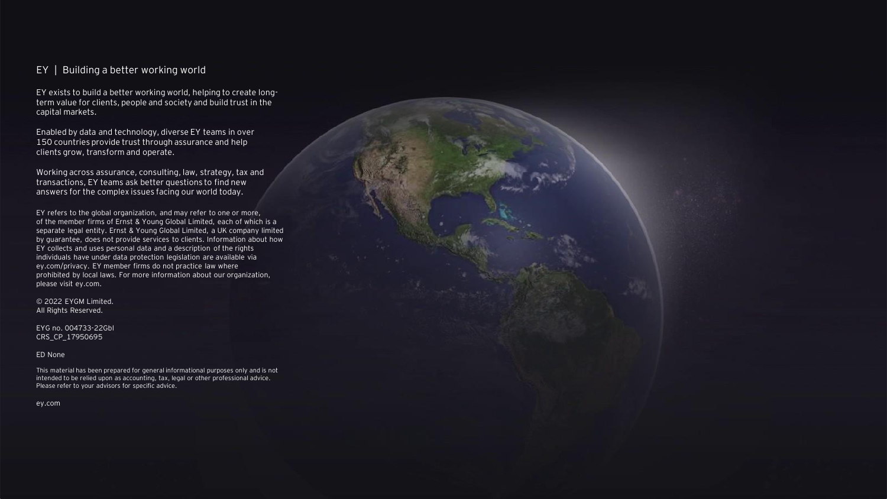## EY | Building a better working world

EY exists to build a better working world, helping to create long-term value for clients, people and society and build trust in the capital markets.

Enabled by data and technology, diverse EY teams in over 150 countries provide trust through assurance and help clients grow, transform and operate.

Working across assurance, consulting, law, strategy, tax and transactions, EY teams ask better questions to find new answers for the complex issues facing our world today.

EY refers to the global organization, and may refer to one or more, of the member firms of Ernst & Young Global Limited, each of which is a separate legal entity. Ernst & Young Global Limited, a UK company limited by guarantee, does not provide services to clients. Information about how EY collects and uses personal data and a description of the rights individuals have under data protection legislation are available via ey.com/privacy. EY member firms do not practice law where prohibited by local laws. For more information about our organization, please visit ey.com.

© 2022 EYGM Limited.
All Rights Reserved.

EYG no. 004733-22Gbl
CRS_CP_17950695

ED None

This material has been prepared for general informational purposes only and is not intended to be relied upon as accounting, tax, legal or other professional advice. Please refer to your advisors for specific advice.

ey.com